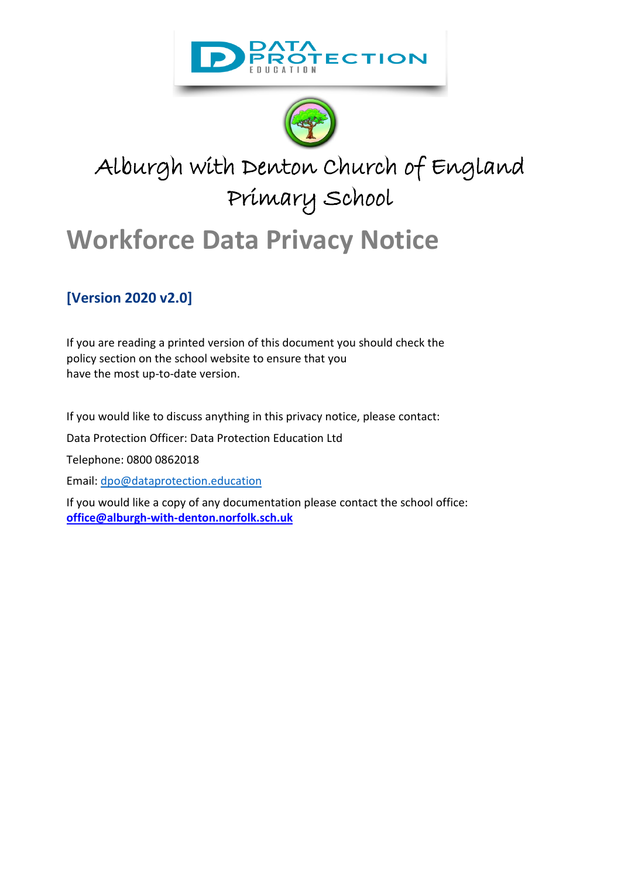# Alburgh with Denton Church of England Primary School

# Workforce Data Privacy Notice

### [Version 2020 v2.0]

If you are reading a printed version of this document you should check the policy section on the school website to ensure that you have the most up-to-date version.

If you would like to discuss anything in this privacy notice, please contact:

Data Protection Officer: Data Protection Education Ltd

Telephone: 0800 0862018

Email: dpo@dataprotection.education

If you would like a copy of any documentation please contact the school office: **office@alburgh-with-denton.norfolk.sch.uk**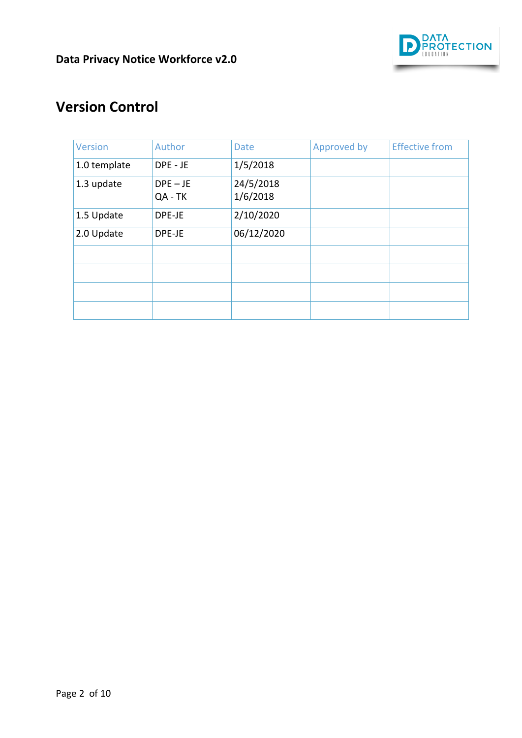# Version Control

| Version | Author | Date | Approved by | Effective from |
|---|---|---|---|---|
| 1.0 template | DPE - JE | 1/5/2018 | | |
| 1.3 update | DPE – JE<br>QA - TK | 24/5/2018<br>1/6/2018 | | |
| 1.5 Update | DPE-JE | 2/10/2020 | | |
| 2.0 Update | DPE-JE | 06/12/2020 | | |
| | | | | |
| | | | | |
| | | | | |
| | | | | |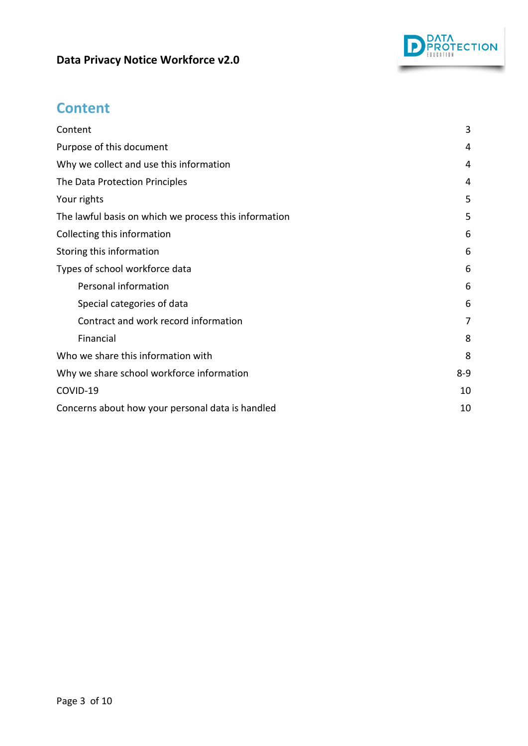## Content

| | |
|---|---|
| Content | 3 |
| Purpose of this document | 4 |
| Why we collect and use this information | 4 |
| The Data Protection Principles | 4 |
| Your rights | 5 |
| The lawful basis on which we process this information | 5 |
| Collecting this information | 6 |
| Storing this information | 6 |
| Types of school workforce data | 6 |
| &nbsp;&nbsp;&nbsp;&nbsp;Personal information | 6 |
| &nbsp;&nbsp;&nbsp;&nbsp;Special categories of data | 6 |
| &nbsp;&nbsp;&nbsp;&nbsp;Contract and work record information | 7 |
| &nbsp;&nbsp;&nbsp;&nbsp;Financial | 8 |
| Who we share this information with | 8 |
| Why we share school workforce information | 8-9 |
| COVID-19 | 10 |
| Concerns about how your personal data is handled | 10 |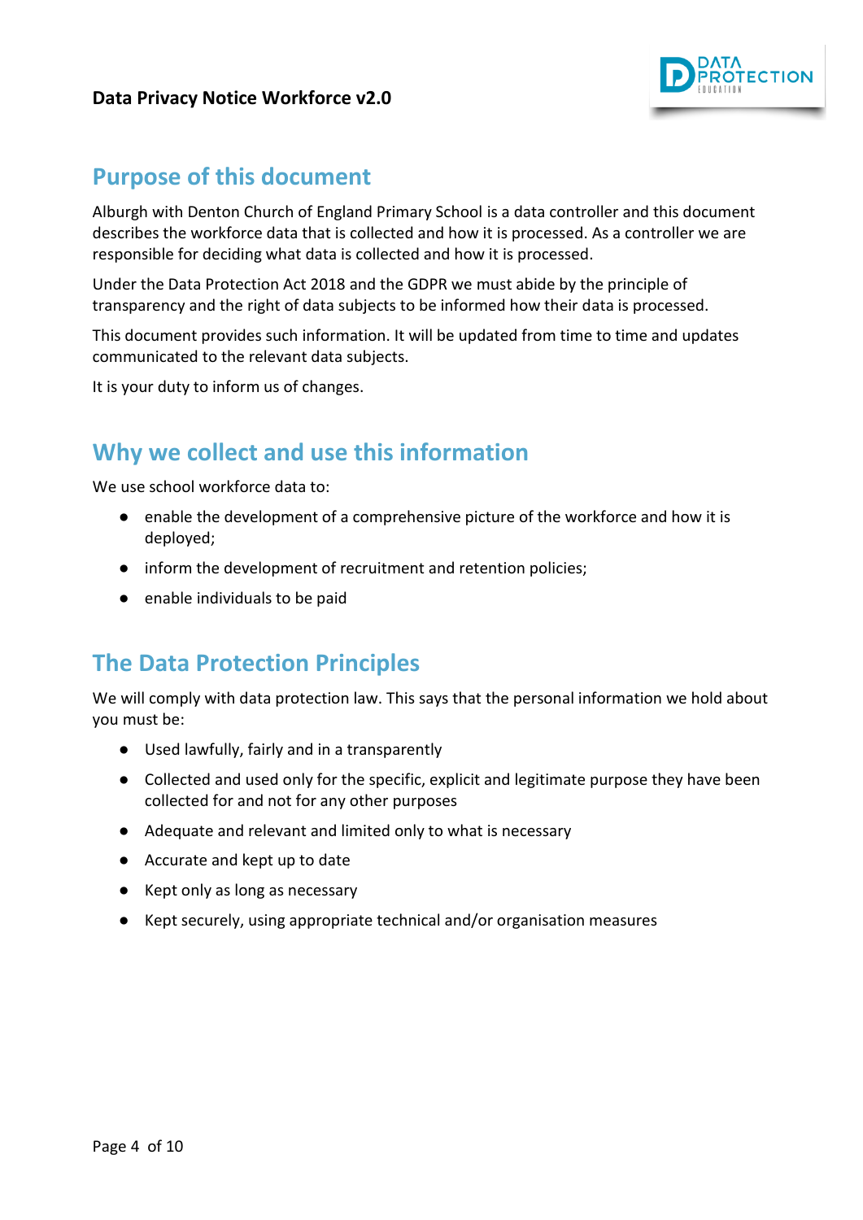## Purpose of this document

Alburgh with Denton Church of England Primary School is a data controller and this document describes the workforce data that is collected and how it is processed. As a controller we are responsible for deciding what data is collected and how it is processed.

Under the Data Protection Act 2018 and the GDPR we must abide by the principle of transparency and the right of data subjects to be informed how their data is processed.

This document provides such information. It will be updated from time to time and updates communicated to the relevant data subjects.

It is your duty to inform us of changes.

## Why we collect and use this information

We use school workforce data to:

- enable the development of a comprehensive picture of the workforce and how it is deployed;
- inform the development of recruitment and retention policies;
- enable individuals to be paid

## The Data Protection Principles

We will comply with data protection law. This says that the personal information we hold about you must be:

- Used lawfully, fairly and in a transparently
- Collected and used only for the specific, explicit and legitimate purpose they have been collected for and not for any other purposes
- Adequate and relevant and limited only to what is necessary
- Accurate and kept up to date
- Kept only as long as necessary
- Kept securely, using appropriate technical and/or organisation measures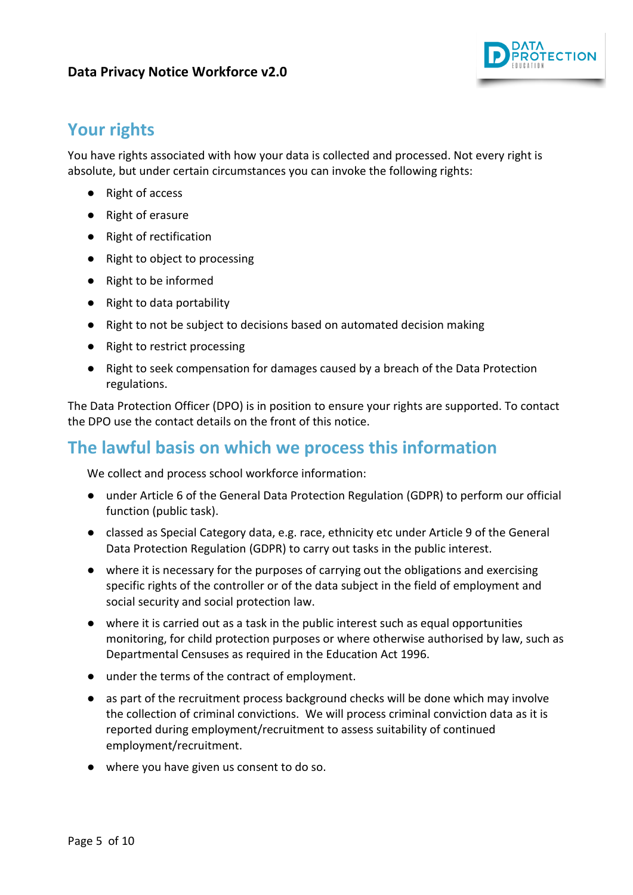## Your rights

You have rights associated with how your data is collected and processed. Not every right is absolute, but under certain circumstances you can invoke the following rights:

- Right of access
- Right of erasure
- Right of rectification
- Right to object to processing
- Right to be informed
- Right to data portability
- Right to not be subject to decisions based on automated decision making
- Right to restrict processing
- Right to seek compensation for damages caused by a breach of the Data Protection regulations.

The Data Protection Officer (DPO) is in position to ensure your rights are supported. To contact the DPO use the contact details on the front of this notice.

## The lawful basis on which we process this information

We collect and process school workforce information:

- under Article 6 of the General Data Protection Regulation (GDPR) to perform our official function (public task).
- classed as Special Category data, e.g. race, ethnicity etc under Article 9 of the General Data Protection Regulation (GDPR) to carry out tasks in the public interest.
- where it is necessary for the purposes of carrying out the obligations and exercising specific rights of the controller or of the data subject in the field of employment and social security and social protection law.
- where it is carried out as a task in the public interest such as equal opportunities monitoring, for child protection purposes or where otherwise authorised by law, such as Departmental Censuses as required in the Education Act 1996.
- under the terms of the contract of employment.
- as part of the recruitment process background checks will be done which may involve the collection of criminal convictions. We will process criminal conviction data as it is reported during employment/recruitment to assess suitability of continued employment/recruitment.
- where you have given us consent to do so.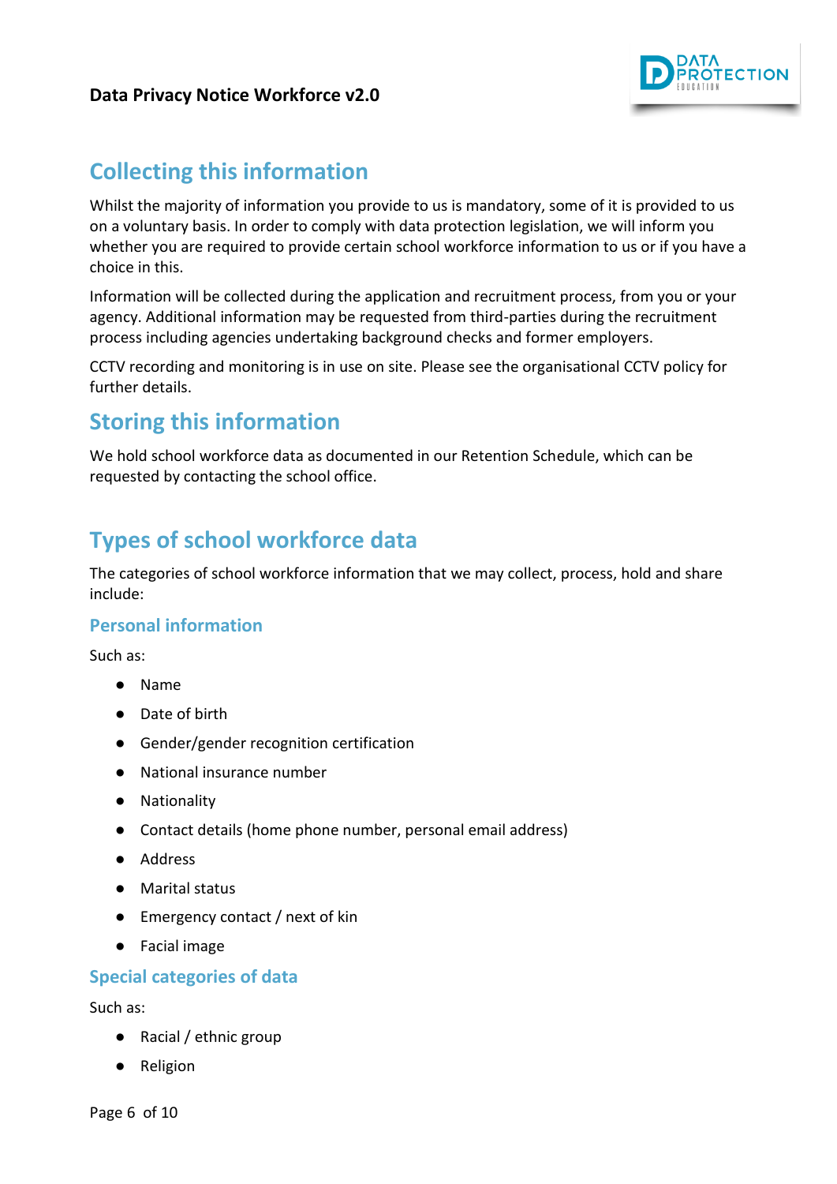## Collecting this information

Whilst the majority of information you provide to us is mandatory, some of it is provided to us on a voluntary basis. In order to comply with data protection legislation, we will inform you whether you are required to provide certain school workforce information to us or if you have a choice in this.

Information will be collected during the application and recruitment process, from you or your agency. Additional information may be requested from third-parties during the recruitment process including agencies undertaking background checks and former employers.

CCTV recording and monitoring is in use on site. Please see the organisational CCTV policy for further details.

## Storing this information

We hold school workforce data as documented in our Retention Schedule, which can be requested by contacting the school office.

## Types of school workforce data

The categories of school workforce information that we may collect, process, hold and share include:

### Personal information

Such as:

- Name
- Date of birth
- Gender/gender recognition certification
- National insurance number
- Nationality
- Contact details (home phone number, personal email address)
- Address
- Marital status
- Emergency contact / next of kin
- Facial image

### Special categories of data

Such as:

- Racial / ethnic group
- Religion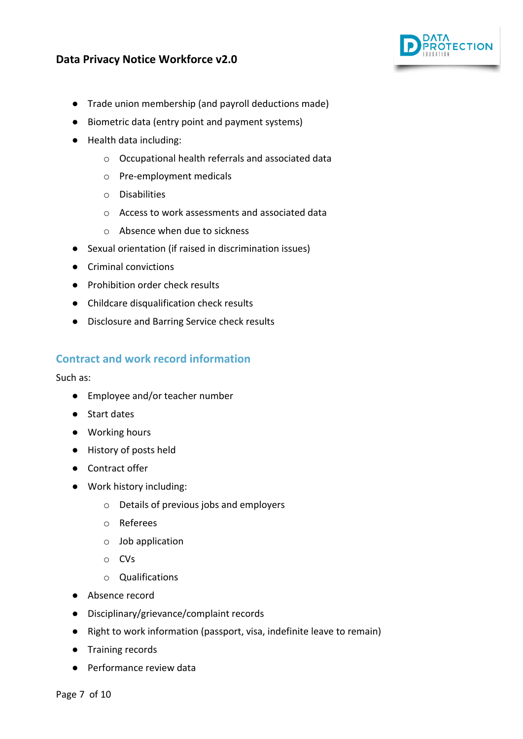- Trade union membership (and payroll deductions made)
- Biometric data (entry point and payment systems)
- Health data including:
    - Occupational health referrals and associated data
    - Pre-employment medicals
    - Disabilities
    - Access to work assessments and associated data
    - Absence when due to sickness
- Sexual orientation (if raised in discrimination issues)
- Criminal convictions
- Prohibition order check results
- Childcare disqualification check results
- Disclosure and Barring Service check results

## Contract and work record information

Such as:

- Employee and/or teacher number
- Start dates
- Working hours
- History of posts held
- Contract offer
- Work history including:
    - Details of previous jobs and employers
    - Referees
    - Job application
    - CVs
    - Qualifications
- Absence record
- Disciplinary/grievance/complaint records
- Right to work information (passport, visa, indefinite leave to remain)
- Training records
- Performance review data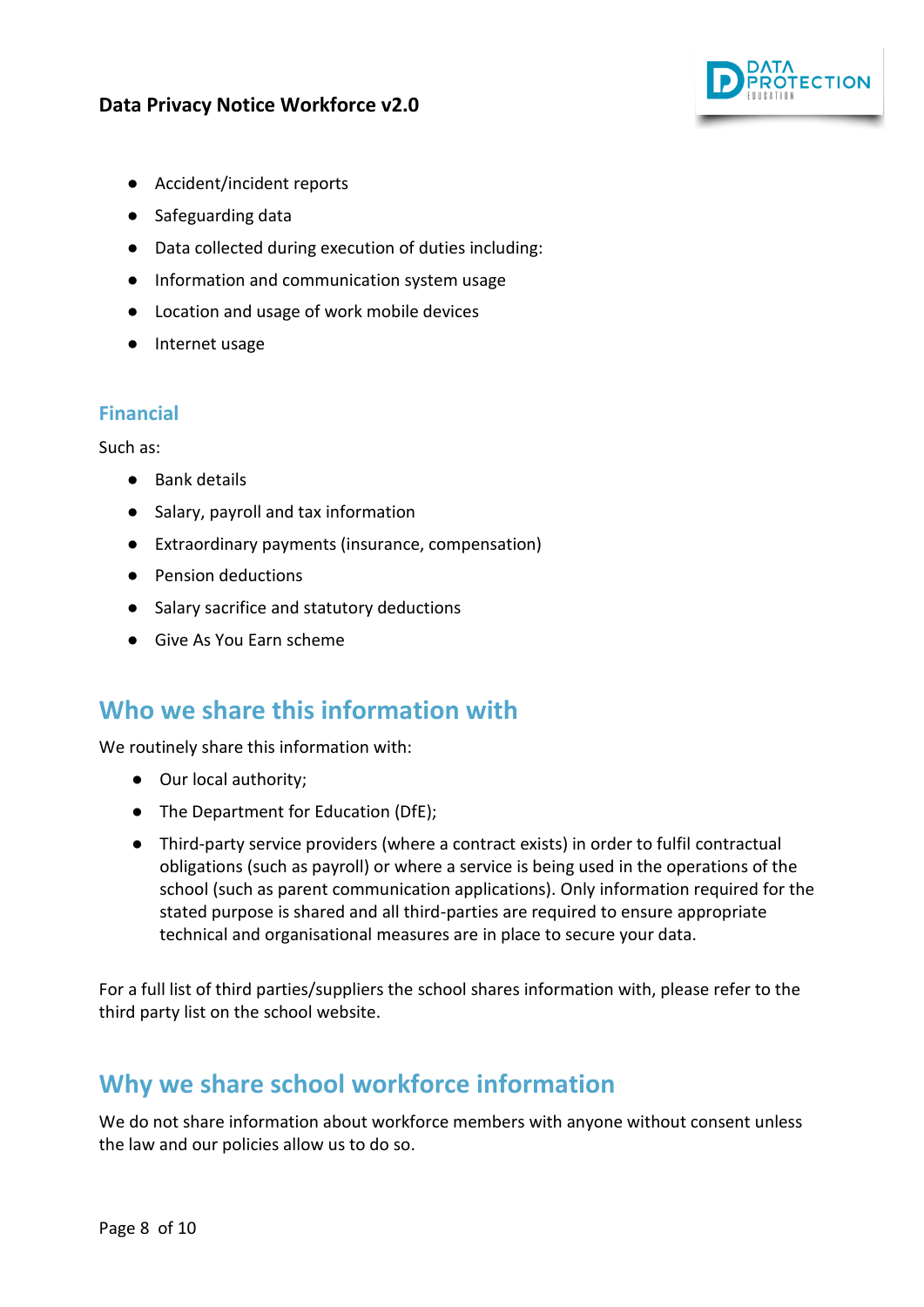- Accident/incident reports
- Safeguarding data
- Data collected during execution of duties including:
- Information and communication system usage
- Location and usage of work mobile devices
- Internet usage

### Financial

Such as:

- Bank details
- Salary, payroll and tax information
- Extraordinary payments (insurance, compensation)
- Pension deductions
- Salary sacrifice and statutory deductions
- Give As You Earn scheme

## Who we share this information with

We routinely share this information with:

- Our local authority;
- The Department for Education (DfE);
- Third-party service providers (where a contract exists) in order to fulfil contractual obligations (such as payroll) or where a service is being used in the operations of the school (such as parent communication applications). Only information required for the stated purpose is shared and all third-parties are required to ensure appropriate technical and organisational measures are in place to secure your data.

For a full list of third parties/suppliers the school shares information with, please refer to the third party list on the school website.

## Why we share school workforce information

We do not share information about workforce members with anyone without consent unless the law and our policies allow us to do so.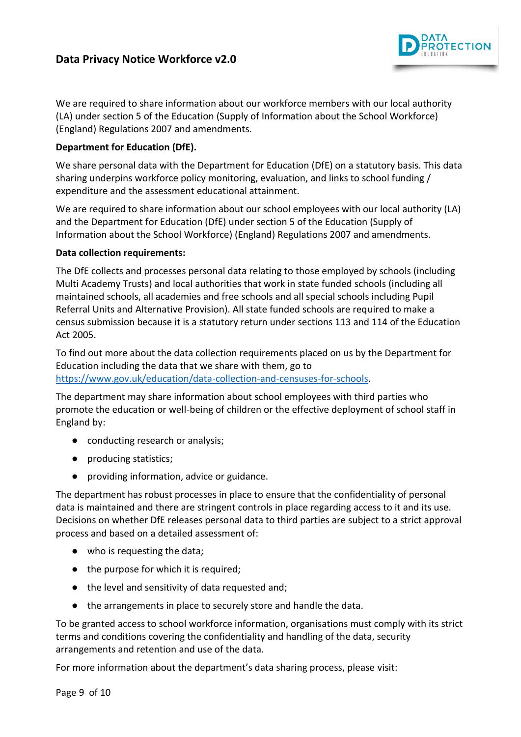We are required to share information about our workforce members with our local authority (LA) under section 5 of the Education (Supply of Information about the School Workforce) (England) Regulations 2007 and amendments.

**Department for Education (DfE).**

We share personal data with the Department for Education (DfE) on a statutory basis. This data sharing underpins workforce policy monitoring, evaluation, and links to school funding / expenditure and the assessment educational attainment.

We are required to share information about our school employees with our local authority (LA) and the Department for Education (DfE) under section 5 of the Education (Supply of Information about the School Workforce) (England) Regulations 2007 and amendments.

**Data collection requirements:**

The DfE collects and processes personal data relating to those employed by schools (including Multi Academy Trusts) and local authorities that work in state funded schools (including all maintained schools, all academies and free schools and all special schools including Pupil Referral Units and Alternative Provision). All state funded schools are required to make a census submission because it is a statutory return under sections 113 and 114 of the Education Act 2005.

To find out more about the data collection requirements placed on us by the Department for Education including the data that we share with them, go to [https://www.gov.uk/education/data-collection-and-censuses-for-schools](https://www.gov.uk/education/data-collection-and-censuses-for-schools).

The department may share information about school employees with third parties who promote the education or well-being of children or the effective deployment of school staff in England by:

- conducting research or analysis;
- producing statistics;
- providing information, advice or guidance.

The department has robust processes in place to ensure that the confidentiality of personal data is maintained and there are stringent controls in place regarding access to it and its use. Decisions on whether DfE releases personal data to third parties are subject to a strict approval process and based on a detailed assessment of:

- who is requesting the data;
- the purpose for which it is required;
- the level and sensitivity of data requested and;
- the arrangements in place to securely store and handle the data.

To be granted access to school workforce information, organisations must comply with its strict terms and conditions covering the confidentiality and handling of the data, security arrangements and retention and use of the data.

For more information about the department's data sharing process, please visit: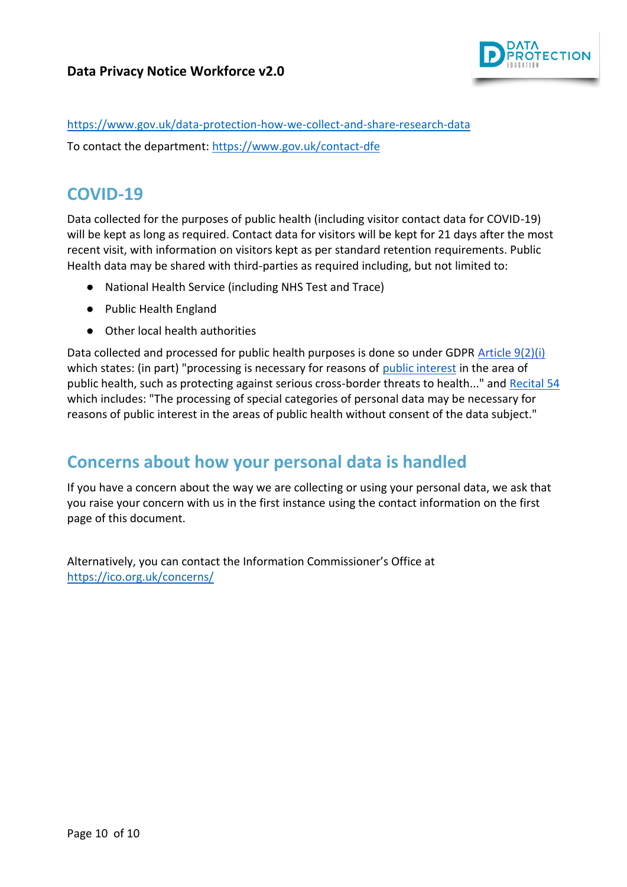https://www.gov.uk/data-protection-how-we-collect-and-share-research-data

To contact the department: https://www.gov.uk/contact-dfe

## COVID-19

Data collected for the purposes of public health (including visitor contact data for COVID-19) will be kept as long as required. Contact data for visitors will be kept for 21 days after the most recent visit, with information on visitors kept as per standard retention requirements. Public Health data may be shared with third-parties as required including, but not limited to:

- National Health Service (including NHS Test and Trace)
- Public Health England
- Other local health authorities

Data collected and processed for public health purposes is done so under GDPR Article 9(2)(i) which states: (in part) "processing is necessary for reasons of public interest in the area of public health, such as protecting against serious cross-border threats to health..." and Recital 54 which includes: "The processing of special categories of personal data may be necessary for reasons of public interest in the areas of public health without consent of the data subject."

## Concerns about how your personal data is handled

If you have a concern about the way we are collecting or using your personal data, we ask that you raise your concern with us in the first instance using the contact information on the first page of this document.

Alternatively, you can contact the Information Commissioner's Office at https://ico.org.uk/concerns/